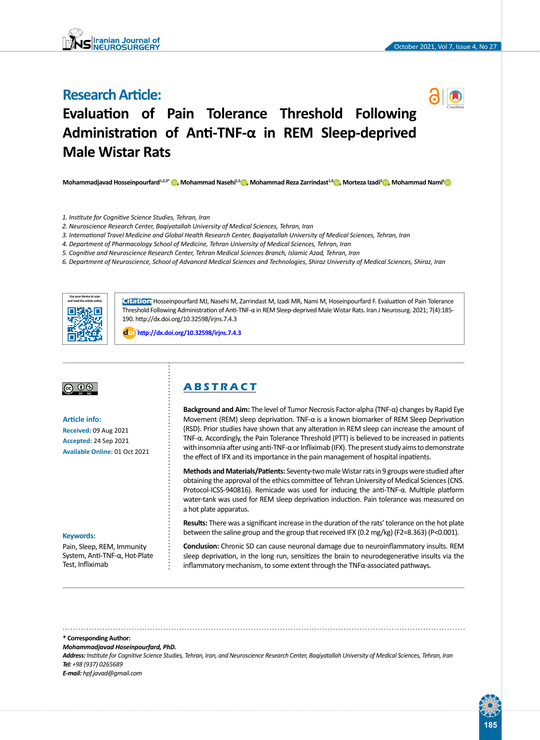# Research Article:

# Evaluation of Pain Tolerance Threshold Following Administration of Anti-TNF-α in REM Sleep-deprived Male Wistar Rats

**Mohammadjavad Hosseinpourfard[1,2,3*], Mohammad Nasehi[1,5], Mohammad Reza Zarrindast[1,4], Morteza Izadi[3], Mohammad Nami[6]**

*1. Institute for Cognitive Science Studies, Tehran, Iran*
*2. Neuroscience Research Center, Baqiyatallah University of Medical Sciences, Tehran, Iran*
*3. International Travel Medicine and Global Health Research Center, Baqiyatallah University of Medical Sciences, Tehran, Iran*
*4. Department of Pharmacology School of Medicine, Tehran University of Medical Sciences, Tehran, Iran*
*5. Cognitive and Neuroscience Research Center, Tehran Medical Sciences Branch, Islamic Azad, Tehran, Iran*
*6. Department of Neuroscience, School of Advanced Medical Sciences and Technologies, Shiraz University of Medical Sciences, Shiraz, Iran*

**Citation** Hosseinpourfard MJ, Nasehi M, Zarrindast M, Izadi MR, Nami M, Hoseinpourfard F. Evaluation of Pain Tolerance Threshold Following Administration of Anti-TNF-α in REM Sleep-deprived Male Wistar Rats. Iran J Neurosurg. 2021; 7(4):185-190. http://dx.doi.org/10.32598/irjns.7.4.3

http://dx.doi.org/10.32598/irjns.7.4.3

**Article info:**
**Received:** 09 Aug 2021
**Accepted:** 24 Sep 2021
**Available Online:** 01 Oct 2021

**Keywords:**
Pain, Sleep, REM, Immunity System, Anti-TNF-α, Hot-Plate Test, Infliximab

## ABSTRACT

**Background and Aim:** The level of Tumor Necrosis Factor-alpha (TNF-α) changes by Rapid Eye Movement (REM) sleep deprivation. TNF-α is a known biomarker of REM Sleep Deprivation (RSD). Prior studies have shown that any alteration in REM sleep can increase the amount of TNF-α. Accordingly, the Pain Tolerance Threshold (PTT) is believed to be increased in patients with insomnia after using anti-TNF-α or Infliximab (IFX). The present study aims to demonstrate the effect of IFX and its importance in the pain management of hospital inpatients.

**Methods and Materials/Patients:** Seventy-two male Wistar rats in 9 groups were studied after obtaining the approval of the ethics committee of Tehran University of Medical Sciences (CNS. Protocol-ICSS-940816). Remicade was used for inducing the anti-TNF-α. Multiple platform water-tank was used for REM sleep deprivation induction. Pain tolerance was measured on a hot plate apparatus.

**Results:** There was a significant increase in the duration of the rats' tolerance on the hot plate between the saline group and the group that received IFX (0.2 mg/kg) ($F2=8.363$) ($P<0.001$).

**Conclusion:** Chronic SD can cause neuronal damage due to neuroinflammatory insults. REM sleep deprivation, in the long run, sensitizes the brain to neurodegenerative insults via the inflammatory mechanism, to some extent through the TNFα-associated pathways.

**\* Corresponding Author:**
***Mohammadjavad Hoseinpourfard, PhD.***
***Address:*** *Institute for Cognitive Science Studies, Tehran, Iran, and Neuroscience Research Center, Baqiyatallah University of Medical Sciences, Tehran, Iran*
***Tel:*** *+98 (937) 0265689*
***E-mail:*** *hpf.javad@gmail.com*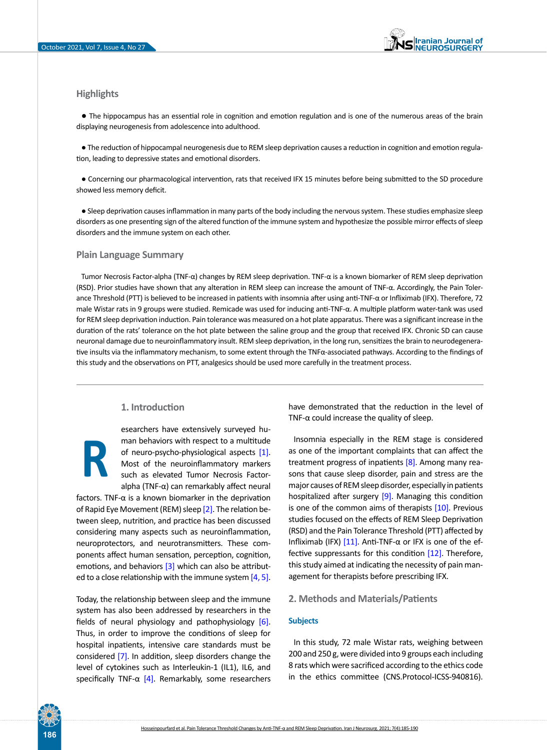## Highlights

- The hippocampus has an essential role in cognition and emotion regulation and is one of the numerous areas of the brain displaying neurogenesis from adolescence into adulthood.

- The reduction of hippocampal neurogenesis due to REM sleep deprivation causes a reduction in cognition and emotion regulation, leading to depressive states and emotional disorders.

- Concerning our pharmacological intervention, rats that received IFX 15 minutes before being submitted to the SD procedure showed less memory deficit.

- Sleep deprivation causes inflammation in many parts of the body including the nervous system. These studies emphasize sleep disorders as one presenting sign of the altered function of the immune system and hypothesize the possible mirror effects of sleep disorders and the immune system on each other.

## Plain Language Summary

Tumor Necrosis Factor-alpha (TNF-α) changes by REM sleep deprivation. TNF-α is a known biomarker of REM sleep deprivation (RSD). Prior studies have shown that any alteration in REM sleep can increase the amount of TNF-α. Accordingly, the Pain Tolerance Threshold (PTT) is believed to be increased in patients with insomnia after using anti-TNF-α or Infliximab (IFX). Therefore, 72 male Wistar rats in 9 groups were studied. Remicade was used for inducing anti-TNF-α. A multiple platform water-tank was used for REM sleep deprivation induction. Pain tolerance was measured on a hot plate apparatus. There was a significant increase in the duration of the rats' tolerance on the hot plate between the saline group and the group that received IFX. Chronic SD can cause neuronal damage due to neuroinflammatory insult. REM sleep deprivation, in the long run, sensitizes the brain to neurodegenerative insults via the inflammatory mechanism, to some extent through the TNFα-associated pathways. According to the findings of this study and the observations on PTT, analgesics should be used more carefully in the treatment process.

## 1. Introduction

Researchers have extensively surveyed human behaviors with respect to a multitude of neuro-psycho-physiological aspects [1]. Most of the neuroinflammatory markers such as elevated Tumor Necrosis Factor-alpha (TNF-α) can remarkably affect neural factors. TNF-α is a known biomarker in the deprivation of Rapid Eye Movement (REM) sleep [2]. The relation between sleep, nutrition, and practice has been discussed considering many aspects such as neuroinflammation, neuroprotectors, and neurotransmitters. These components affect human sensation, perception, cognition, emotions, and behaviors [3] which can also be attributed to a close relationship with the immune system [4, 5].

Today, the relationship between sleep and the immune system has also been addressed by researchers in the fields of neural physiology and pathophysiology [6]. Thus, in order to improve the conditions of sleep for hospital inpatients, intensive care standards must be considered [7]. In addition, sleep disorders change the level of cytokines such as Interleukin-1 (IL1), IL6, and specifically TNF-α [4]. Remarkably, some researchers have demonstrated that the reduction in the level of TNF-α could increase the quality of sleep.

Insomnia especially in the REM stage is considered as one of the important complaints that can affect the treatment progress of inpatients [8]. Among many reasons that cause sleep disorder, pain and stress are the major causes of REM sleep disorder, especially in patients hospitalized after surgery [9]. Managing this condition is one of the common aims of therapists [10]. Previous studies focused on the effects of REM Sleep Deprivation (RSD) and the Pain Tolerance Threshold (PTT) affected by Infliximab (IFX) [11]. Anti-TNF-α or IFX is one of the effective suppressants for this condition [12]. Therefore, this study aimed at indicating the necessity of pain management for therapists before prescribing IFX.

## 2. Methods and Materials/Patients

### Subjects

In this study, 72 male Wistar rats, weighing between 200 and 250 g, were divided into 9 groups each including 8 rats which were sacrificed according to the ethics code in the ethics committee (CNS.Protocol-ICSS-940816).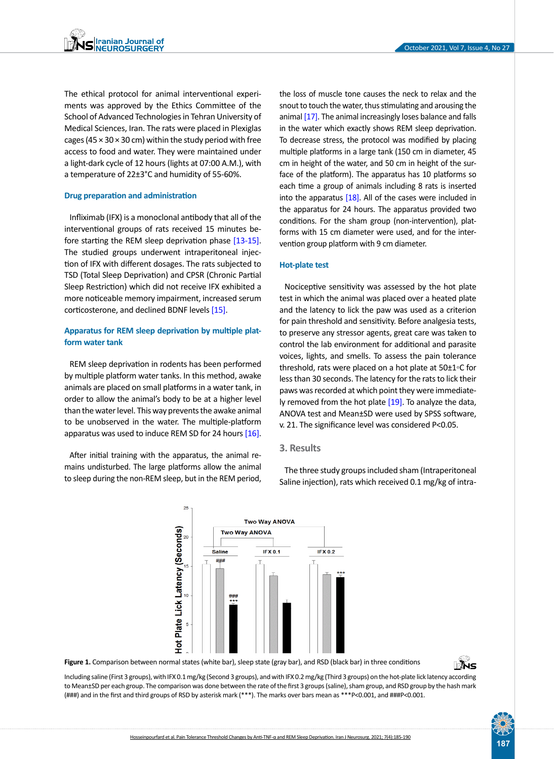The ethical protocol for animal interventional experiments was approved by the Ethics Committee of the School of Advanced Technologies in Tehran University of Medical Sciences, Iran. The rats were placed in Plexiglas cages (45 × 30 × 30 cm) within the study period with free access to food and water. They were maintained under a light-dark cycle of 12 hours (lights at 07:00 A.M.), with a temperature of 22±3°C and humidity of 55-60%.

### Drug preparation and administration

Infliximab (IFX) is a monoclonal antibody that all of the interventional groups of rats received 15 minutes before starting the REM sleep deprivation phase [13-15]. The studied groups underwent intraperitoneal injection of IFX with different dosages. The rats subjected to TSD (Total Sleep Deprivation) and CPSR (Chronic Partial Sleep Restriction) which did not receive IFX exhibited a more noticeable memory impairment, increased serum corticosterone, and declined BDNF levels [15].

### Apparatus for REM sleep deprivation by multiple platform water tank

REM sleep deprivation in rodents has been performed by multiple platform water tanks. In this method, awake animals are placed on small platforms in a water tank, in order to allow the animal's body to be at a higher level than the water level. This way prevents the awake animal to be unobserved in the water. The multiple-platform apparatus was used to induce REM SD for 24 hours [16].

After initial training with the apparatus, the animal remains undisturbed. The large platforms allow the animal to sleep during the non-REM sleep, but in the REM period, the loss of muscle tone causes the neck to relax and the snout to touch the water, thus stimulating and arousing the animal [17]. The animal increasingly loses balance and falls in the water which exactly shows REM sleep deprivation. To decrease stress, the protocol was modified by placing multiple platforms in a large tank (150 cm in diameter, 45 cm in height of the water, and 50 cm in height of the surface of the platform). The apparatus has 10 platforms so each time a group of animals including 8 rats is inserted into the apparatus [18]. All of the cases were included in the apparatus for 24 hours. The apparatus provided two conditions. For the sham group (non-intervention), platforms with 15 cm diameter were used, and for the intervention group platform with 9 cm diameter.

### Hot-plate test

Nociceptive sensitivity was assessed by the hot plate test in which the animal was placed over a heated plate and the latency to lick the paw was used as a criterion for pain threshold and sensitivity. Before analgesia tests, to preserve any stressor agents, great care was taken to control the lab environment for additional and parasite voices, lights, and smells. To assess the pain tolerance threshold, rats were placed on a hot plate at 50±1°C for less than 30 seconds. The latency for the rats to lick their paws was recorded at which point they were immediately removed from the hot plate [19]. To analyze the data, ANOVA test and Mean±SD were used by SPSS software, v. 21. The significance level was considered P<0.05.

## 3. Results

The three study groups included sham (Intraperitoneal Saline injection), rats which received 0.1 mg/kg of intra-

**Figure 1.** Comparison between normal states (white bar), sleep state (gray bar), and RSD (black bar) in three conditions

Including saline (First 3 groups), with IFX 0.1 mg/kg (Second 3 groups), and with IFX 0.2 mg/kg (Third 3 groups) on the hot-plate lick latency according to Mean±SD per each group. The comparison was done between the rate of the first 3 groups (saline), sham group, and RSD group by the hash mark (###) and in the first and third groups of RSD by asterisk mark (***). The marks over bars mean as ***P<0.001, and ###P<0.001.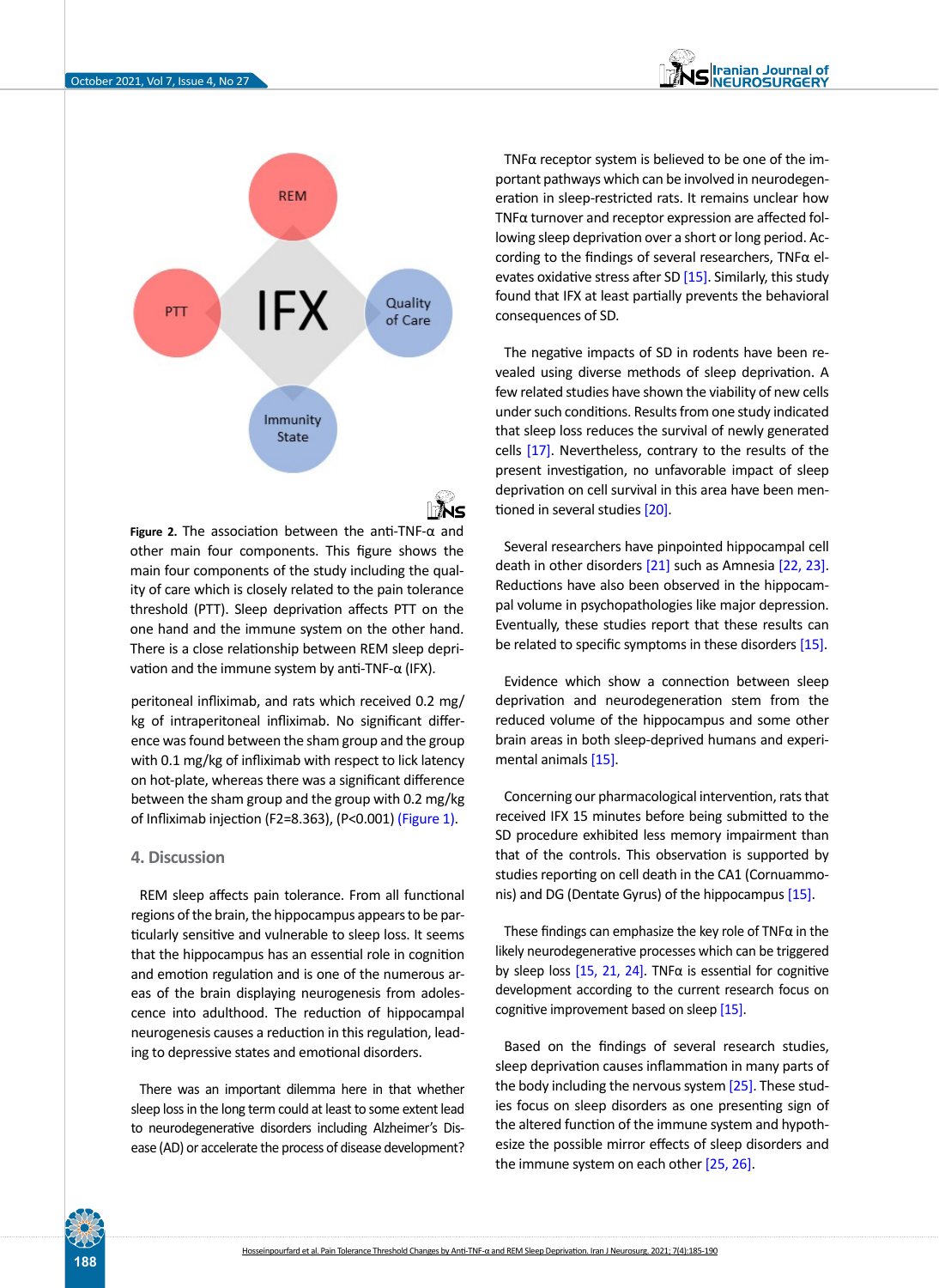**Figure 2.** The association between the anti-TNF-α and other main four components. This figure shows the main four components of the study including the quality of care which is closely related to the pain tolerance threshold (PTT). Sleep deprivation affects PTT on the one hand and the immune system on the other hand. There is a close relationship between REM sleep deprivation and the immune system by anti-TNF-α (IFX).

peritoneal infliximab, and rats which received 0.2 mg/kg of intraperitoneal infliximab. No significant difference was found between the sham group and the group with 0.1 mg/kg of infliximab with respect to lick latency on hot-plate, whereas there was a significant difference between the sham group and the group with 0.2 mg/kg of Infliximab injection ($F2=8.363$), ($P<0.001$) (Figure 1).

## 4. Discussion

REM sleep affects pain tolerance. From all functional regions of the brain, the hippocampus appears to be particularly sensitive and vulnerable to sleep loss. It seems that the hippocampus has an essential role in cognition and emotion regulation and is one of the numerous areas of the brain displaying neurogenesis from adolescence into adulthood. The reduction of hippocampal neurogenesis causes a reduction in this regulation, leading to depressive states and emotional disorders.

There was an important dilemma here in that whether sleep loss in the long term could at least to some extent lead to neurodegenerative disorders including Alzheimer's Disease (AD) or accelerate the process of disease development?

TNFα receptor system is believed to be one of the important pathways which can be involved in neurodegeneration in sleep-restricted rats. It remains unclear how TNFα turnover and receptor expression are affected following sleep deprivation over a short or long period. According to the findings of several researchers, TNFα elevates oxidative stress after SD [15]. Similarly, this study found that IFX at least partially prevents the behavioral consequences of SD.

The negative impacts of SD in rodents have been revealed using diverse methods of sleep deprivation. A few related studies have shown the viability of new cells under such conditions. Results from one study indicated that sleep loss reduces the survival of newly generated cells [17]. Nevertheless, contrary to the results of the present investigation, no unfavorable impact of sleep deprivation on cell survival in this area have been mentioned in several studies [20].

Several researchers have pinpointed hippocampal cell death in other disorders [21] such as Amnesia [22, 23]. Reductions have also been observed in the hippocampal volume in psychopathologies like major depression. Eventually, these studies report that these results can be related to specific symptoms in these disorders [15].

Evidence which show a connection between sleep deprivation and neurodegeneration stem from the reduced volume of the hippocampus and some other brain areas in both sleep-deprived humans and experimental animals [15].

Concerning our pharmacological intervention, rats that received IFX 15 minutes before being submitted to the SD procedure exhibited less memory impairment than that of the controls. This observation is supported by studies reporting on cell death in the CA1 (Cornuammonis) and DG (Dentate Gyrus) of the hippocampus [15].

These findings can emphasize the key role of TNFα in the likely neurodegenerative processes which can be triggered by sleep loss [15, 21, 24]. TNFα is essential for cognitive development according to the current research focus on cognitive improvement based on sleep [15].

Based on the findings of several research studies, sleep deprivation causes inflammation in many parts of the body including the nervous system [25]. These studies focus on sleep disorders as one presenting sign of the altered function of the immune system and hypothesize the possible mirror effects of sleep disorders and the immune system on each other [25, 26].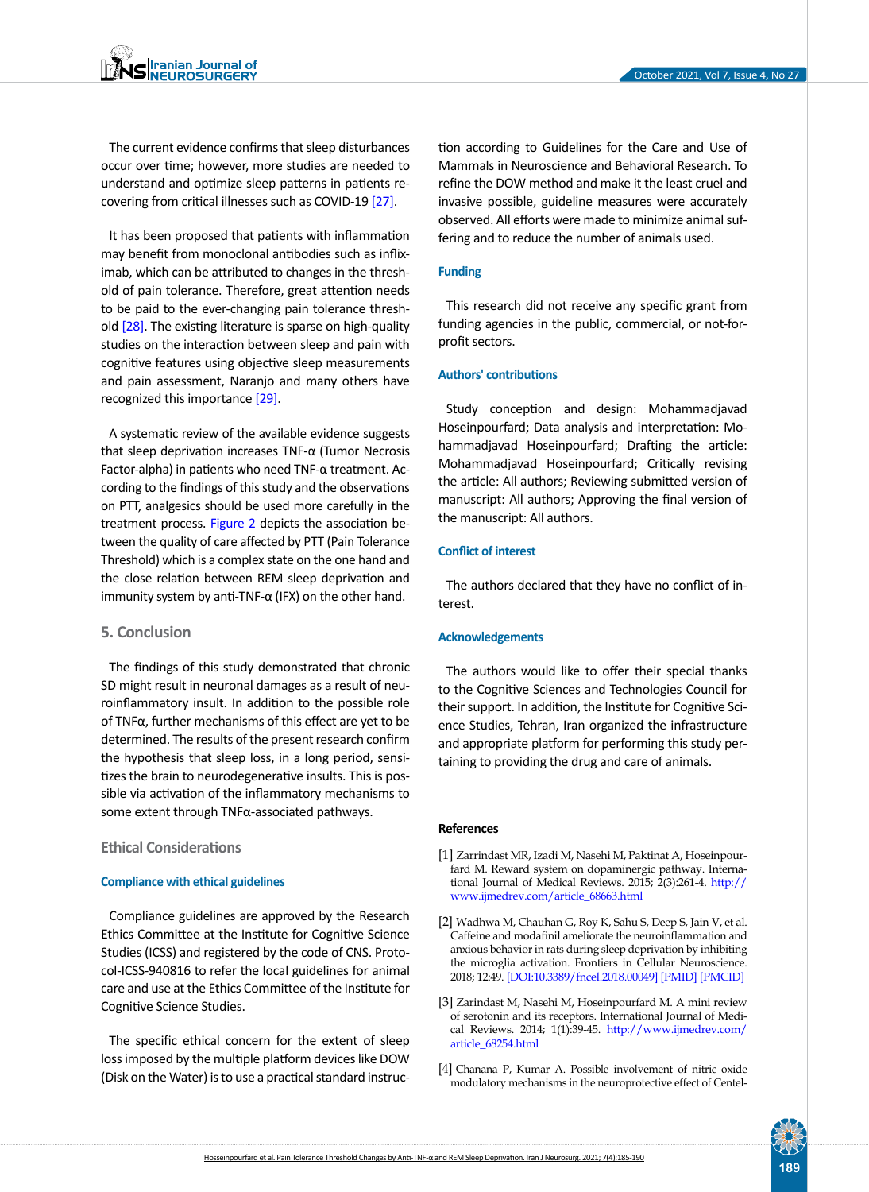The current evidence confirms that sleep disturbances occur over time; however, more studies are needed to understand and optimize sleep patterns in patients recovering from critical illnesses such as COVID-19 [27].

It has been proposed that patients with inflammation may benefit from monoclonal antibodies such as infliximab, which can be attributed to changes in the threshold of pain tolerance. Therefore, great attention needs to be paid to the ever-changing pain tolerance threshold [28]. The existing literature is sparse on high-quality studies on the interaction between sleep and pain with cognitive features using objective sleep measurements and pain assessment, Naranjo and many others have recognized this importance [29].

A systematic review of the available evidence suggests that sleep deprivation increases TNF-α (Tumor Necrosis Factor-alpha) in patients who need TNF-α treatment. According to the findings of this study and the observations on PTT, analgesics should be used more carefully in the treatment process. Figure 2 depicts the association between the quality of care affected by PTT (Pain Tolerance Threshold) which is a complex state on the one hand and the close relation between REM sleep deprivation and immunity system by anti-TNF-α (IFX) on the other hand.

## 5. Conclusion

The findings of this study demonstrated that chronic SD might result in neuronal damages as a result of neuroinflammatory insult. In addition to the possible role of TNFα, further mechanisms of this effect are yet to be determined. The results of the present research confirm the hypothesis that sleep loss, in a long period, sensitizes the brain to neurodegenerative insults. This is possible via activation of the inflammatory mechanisms to some extent through TNFα-associated pathways.

## Ethical Considerations

### Compliance with ethical guidelines

Compliance guidelines are approved by the Research Ethics Committee at the Institute for Cognitive Science Studies (ICSS) and registered by the code of CNS. Protocol-ICSS-940816 to refer the local guidelines for animal care and use at the Ethics Committee of the Institute for Cognitive Science Studies.

The specific ethical concern for the extent of sleep loss imposed by the multiple platform devices like DOW (Disk on the Water) is to use a practical standard instruction according to Guidelines for the Care and Use of Mammals in Neuroscience and Behavioral Research. To refine the DOW method and make it the least cruel and invasive possible, guideline measures were accurately observed. All efforts were made to minimize animal suffering and to reduce the number of animals used.

### Funding

This research did not receive any specific grant from funding agencies in the public, commercial, or not-for-profit sectors.

### Authors' contributions

Study conception and design: Mohammadjavad Hoseinpourfard; Data analysis and interpretation: Mohammadjavad Hoseinpourfard; Drafting the article: Mohammadjavad Hoseinpourfard; Critically revising the article: All authors; Reviewing submitted version of manuscript: All authors; Approving the final version of the manuscript: All authors.

### Conflict of interest

The authors declared that they have no conflict of interest.

### Acknowledgements

The authors would like to offer their special thanks to the Cognitive Sciences and Technologies Council for their support. In addition, the Institute for Cognitive Science Studies, Tehran, Iran organized the infrastructure and appropriate platform for performing this study pertaining to providing the drug and care of animals.

## References

[1] Zarrindast MR, Izadi M, Nasehi M, Paktinat A, Hoseinpourfard M. Reward system on dopaminergic pathway. International Journal of Medical Reviews. 2015; 2(3):261-4. http://www.ijmedrev.com/article_68663.html

[2] Wadhwa M, Chauhan G, Roy K, Sahu S, Deep S, Jain V, et al. Caffeine and modafinil ameliorate the neuroinflammation and anxious behavior in rats during sleep deprivation by inhibiting the microglia activation. Frontiers in Cellular Neuroscience. 2018; 12:49. [DOI:10.3389/fncel.2018.00049] [PMID] [PMCID]

[3] Zarindast M, Nasehi M, Hoseinpourfard M. A mini review of serotonin and its receptors. International Journal of Medical Reviews. 2014; 1(1):39-45. http://www.ijmedrev.com/article_68254.html

[4] Chanana P, Kumar A. Possible involvement of nitric oxide modulatory mechanisms in the neuroprotective effect of Centel-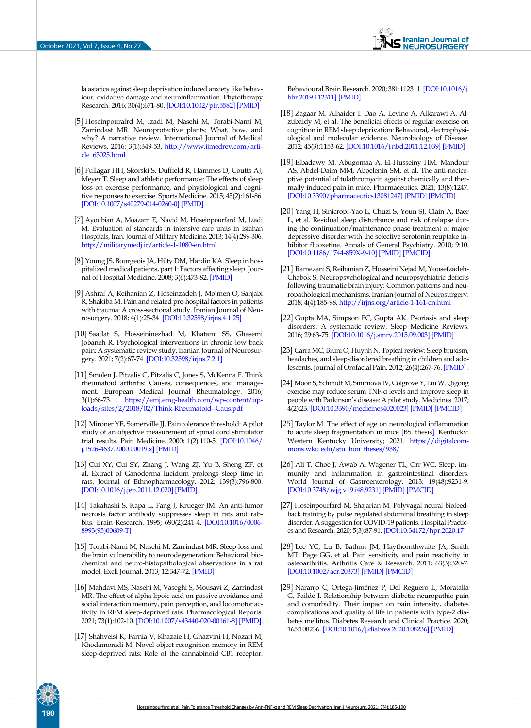la asiatica against sleep deprivation induced anxiety like behaviour, oxidative damage and neuroinflammation. Phytotherapy Research. 2016; 30(4):671-80. [DOI:10.1002/ptr.5582] [PMID]

[5] Hoseinpourafrd M, Izadi M, Nasehi M, Torabi-Nami M, Zarrindast MR. Neuroprotective plants; What, how, and why? A narrative review. International Journal of Medical Reviews. 2016; 3(1):349-53. http://www.ijmedrev.com/article_63025.html

[6] Fullagar HH, Skorski S, Duffield R, Hammes D, Coutts AJ, Meyer T. Sleep and athletic performance: The effects of sleep loss on exercise performance, and physiological and cognitive responses to exercise. Sports Medicine. 2015; 45(2):161-86. [DOI:10.1007/s40279-014-0260-0] [PMID]

[7] Ayoubian A, Moazam E, Navid M, Hoseinpourfard M, Izadi M. Evaluation of standards in intensive care units in Isfahan Hospitals, Iran. Journal of Military Medicine. 2013; 14(4):299-306. http://militarymedj.ir/article-1-1080-en.html

[8] Young JS, Bourgeois JA, Hilty DM, Hardin KA. Sleep in hospitalized medical patients, part 1: Factors affecting sleep. Journal of Hospital Medicine. 2008; 3(6):473-82. [PMID]

[9] Ashraf A, Reihanian Z, Hoseinzadeh J, Mo'men O, Sanjabi R, Shakiba M. Pain and related pre-hospital factors in patients with trauma: A cross-sectional study. Iranian Journal of Neurosurgery. 2018; 4(1):25-34. [DOI:10.32598/irjns.4.1.25]

[10] Saadat S, Hosseininezhad M, Khatami SS, Ghasemi Jobaneh R. Psychological interventions in chronic low back pain: A systematic review study. Iranian Journal of Neurosurgery. 2021; 7(2):67-74. [DOI:10.32598/irjns.7.2.1]

[11] Smolen J, Pitzalis C, Pitzalis C, Jones S, McKenna F. Think rheumatoid arthritis: Causes, consequences, and management. European Medical Journal Rheumatology. 2016; 3(1):66-73. https://emj.emg-health.com/wp-content/uploads/sites/2/2018/02/Think-Rheumatoid--Caus.pdf

[12] Mironer YE, Somerville JJ. Pain tolerance threshold: A pilot study of an objective measurement of spinal cord stimulator trial results. Pain Medicine. 2000; 1(2):110-5. [DOI:10.1046/j.1526-4637.2000.00019.x] [PMID]

[13] Cui XY, Cui SY, Zhang J, Wang ZJ, Yu B, Sheng ZF, et al. Extract of Ganoderma lucidum prolongs sleep time in rats. Journal of Ethnopharmacology. 2012; 139(3):796-800. [DOI:10.1016/j.jep.2011.12.020] [PMID]

[14] Takahashi S, Kapa L, Fang J, Krueger JM. An anti-tumor necrosis factor antibody suppresses sleep in rats and rabbits. Brain Research. 1995; 690(2):241-4. [DOI:10.1016/0006-8993(95)00609-T]

[15] Torabi-Nami M, Nasehi M, Zarrindast MR. Sleep loss and the brain vulnerability to neurodegeneration: Behavioral, biochemical and neuro-histopathological observations in a rat model. Excli Journal. 2013; 12:347-72. [PMID]

[16] Mahdavi MS, Nasehi M, Vaseghi S, Mousavi Z, Zarrindast MR. The effect of alpha lipoic acid on passive avoidance and social interaction memory, pain perception, and locomotor activity in REM sleep-deprived rats. Pharmacological Reports. 2021; 73(1):102-10. [DOI:10.1007/s43440-020-00161-8] [PMID]

[17] Shahveisi K, Farnia V, Khazaie H, Ghazvini H, Nozari M, Khodamoradi M. Novel object recognition memory in REM sleep-deprived rats: Role of the cannabinoid CB1 receptor. Behavioural Brain Research. 2020; 381:112311. [DOI:10.1016/j.bbr.2019.112311] [PMID]

[18] Zagaar M, Alhaider I, Dao A, Levine A, Alkarawi A, Alzubaidy M, et al. The beneficial effects of regular exercise on cognition in REM sleep deprivation: Behavioral, electrophysiological and molecular evidence. Neurobiology of Disease. 2012; 45(3):1153-62. [DOI:10.1016/j.nbd.2011.12.039] [PMID]

[19] Elbadawy M, Abugomaa A, El-Husseiny HM, Mandour AS, Abdel-Daim MM, Aboelenin SM, et al. The anti-nociceptive potential of tulathromycin against chemically and thermally induced pain in mice. Pharmaceutics. 2021; 13(8):1247. [DOI:10.3390/pharmaceutics13081247] [PMID] [PMCID]

[20] Yang H, Sinicropi-Yao L, Chuzi S, Youn SJ, Clain A, Baer L, et al. Residual sleep disturbance and risk of relapse during the continuation/maintenance phase treatment of major depressive disorder with the selective serotonin reuptake inhibitor fluoxetine. Annals of General Psychiatry. 2010; 9:10. [DOI:10.1186/1744-859X-9-10] [PMID] [PMCID]

[21] Ramezani S, Reihanian Z, Hosseini Nejad M, Yousefzadeh-Chabok S. Neuropsychological and neuropsychiatric deficits following traumatic brain injury: Common patterns and neuropathological mechanisms. Iranian Journal of Neurosurgery. 2018; 4(4):185-98. http://irjns.org/article-1-161-en.html

[22] Gupta MA, Simpson FC, Gupta AK. Psoriasis and sleep disorders: A systematic review. Sleep Medicine Reviews. 2016; 29:63-75. [DOI:10.1016/j.smrv.2015.09.003] [PMID]

[23] Carra MC, Bruni O, Huynh N. Topical review: Sleep bruxism, headaches, and sleep-disordered breathing in children and adolescents. Journal of Orofacial Pain. 2012; 26(4):267-76. [PMID] .

[24] Moon S, Schmidt M, Smirnova IV, Colgrove Y, Liu W. Qigong exercise may reduce serum TNF-α levels and improve sleep in people with Parkinson's disease: A pilot study. Medicines. 2017; 4(2):23. [DOI:10.3390/medicines4020023] [PMID] [PMCID]

[25] Taylor M. The effect of age on neurological inflammation to acute sleep fragmentation in mice [BS. thesis]. Kentucky: Western Kentucky University; 2021. https://digitalcommons.wku.edu/stu_hon_theses/938/

[26] Ali T, Choe J, Awab A, Wagener TL, Orr WC. Sleep, immunity and inflammation in gastrointestinal disorders. World Journal of Gastroenterology. 2013; 19(48):9231-9. [DOI:10.3748/wjg.v19.i48.9231] [PMID] [PMCID]

[27] Hoseinpourfard M, Shajarian M. Polyvagal neural biofeedback training by pulse regulated abdominal breathing in sleep disorder: A suggestion for COVID-19 patients. Hospital Practices and Research. 2020; 5(3):87-91. [DOI:10.34172/hpr.2020.17]

[28] Lee YC, Lu B, Bathon JM, Haythornthwaite JA, Smith MT, Page GG, et al. Pain sensitivity and pain reactivity in osteoarthritis. Arthritis Care & Research. 2011; 63(3):320-7. [DOI:10.1002/acr.20373] [PMID] [PMCID]

[29] Naranjo C, Ortega-Jiménez P, Del Reguero L, Moratalla G, Failde I. Relationship between diabetic neuropathic pain and comorbidity. Their impact on pain intensity, diabetes complications and quality of life in patients with type-2 diabetes mellitus. Diabetes Research and Clinical Practice. 2020; 165:108236. [DOI:10.1016/j.diabres.2020.108236] [PMID]